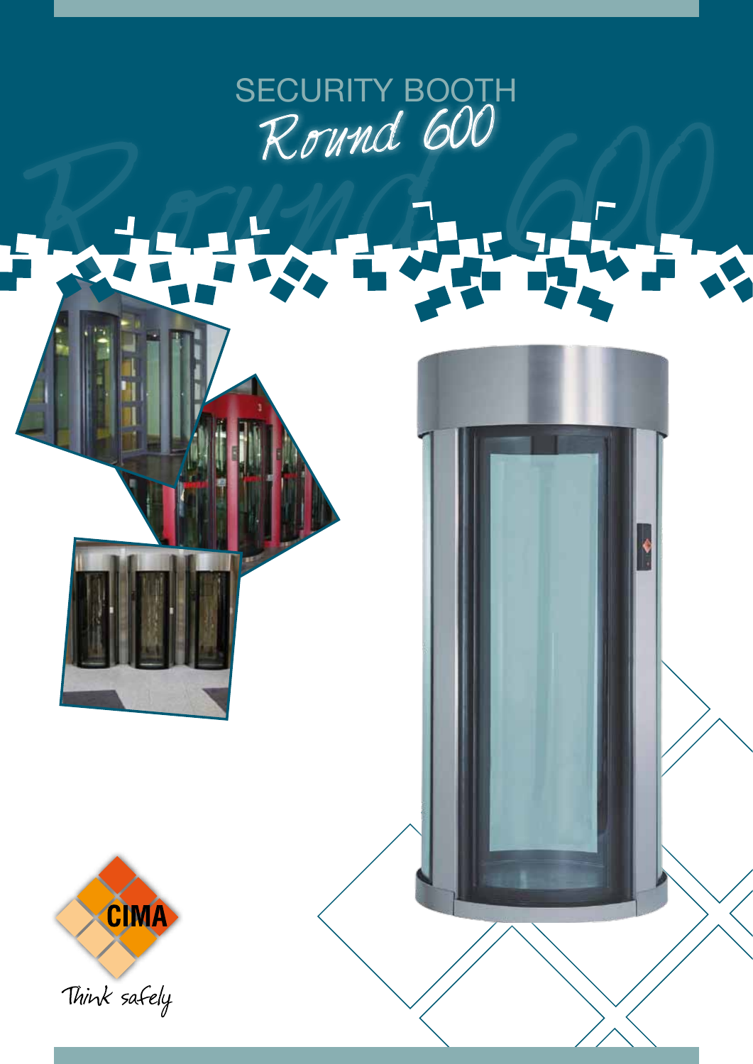# SECURITY BOOTH

## *Round 600*

CIMA

*Think safely*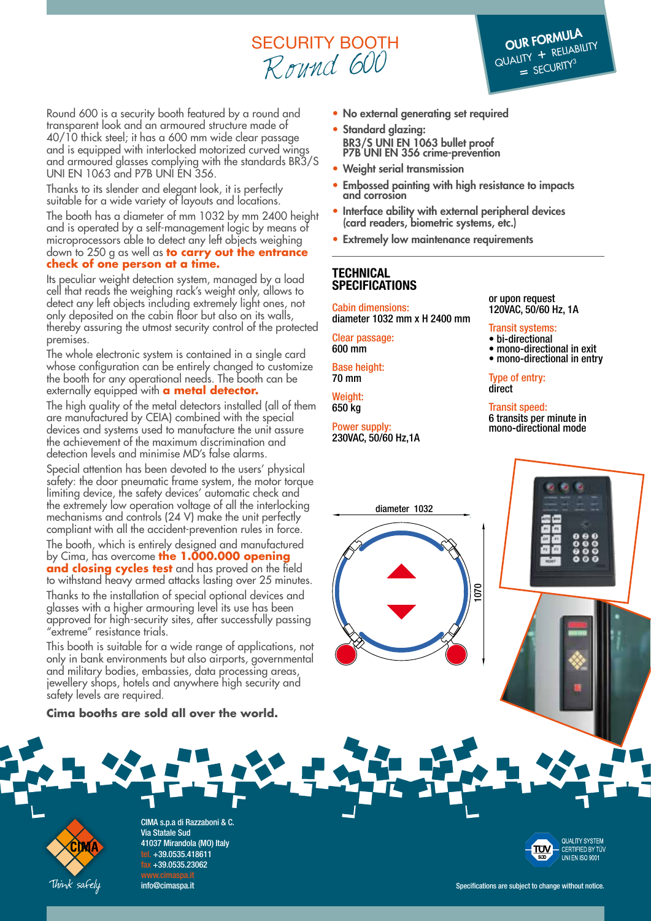# SECURITY BOOTH

## Round 600

OUR FORMULA
QUALITY + RELIABILITY
= SECURITY[3]

Round 600 is a security booth featured by a round and transparent look and an armoured structure made of 40/10 thick steel; it has a 600 mm wide clear passage and is equipped with interlocked motorized curved wings and armoured glasses complying with the standards BR3/S UNI EN 1063 and P7B UNI EN 356.

Thanks to its slender and elegant look, it is perfectly suitable for a wide variety of layouts and locations.

The booth has a diameter of mm 1032 by mm 2400 height and is operated by a self-management logic by means of microprocessors able to detect any left objects weighing down to 250 g as well as **to carry out the entrance check of one person at a time.**

Its peculiar weight detection system, managed by a load cell that reads the weighing rack's weight only, allows to detect any left objects including extremely light ones, not only deposited on the cabin floor but also on its walls, thereby assuring the utmost security control of the protected premises.

The whole electronic system is contained in a single card whose configuration can be entirely changed to customize the booth for any operational needs. The booth can be externally equipped with **a metal detector.**

The high quality of the metal detectors installed (all of them are manufactured by CEIA) combined with the special devices and systems used to manufacture the unit assure the achievement of the maximum discrimination and detection levels and minimise MD's false alarms.

Special attention has been devoted to the users' physical safety: the door pneumatic frame system, the motor torque limiting device, the safety devices' automatic check and the extremely low operation voltage of all the interlocking mechanisms and controls (24 V) make the unit perfectly compliant with all the accident-prevention rules in force.

The booth, which is entirely designed and manufactured by Cima, has overcome **the 1.000.000 opening and closing cycles test** and has proved on the field to withstand heavy armed attacks lasting over 25 minutes.

Thanks to the installation of special optional devices and glasses with a higher armouring level its use has been approved for high-security sites, after successfully passing "extreme" resistance trials.

This booth is suitable for a wide range of applications, not only in bank environments but also airports, governmental and military bodies, embassies, data processing areas, jewellery shops, hotels and anywhere high security and safety levels are required.

**Cima booths are sold all over the world.**

- **No external generating set required**
- **Standard glazing:**
  **BR3/S UNI EN 1063 bullet proof**
  **P7B UNI EN 356 crime-prevention**
- **Weight serial transmission**
- **Embossed painting with high resistance to impacts and corrosion**
- **Interface ability with external peripheral devices (card readers, biometric systems, etc.)**
- **Extremely low maintenance requirements**

## TECHNICAL SPECIFICATIONS

Cabin dimensions:
diameter 1032 mm x H 2400 mm

Clear passage:
600 mm

Base height:
70 mm

Weight:
650 kg

Power supply:
230VAC, 50/60 Hz,1A
or upon request
120VAC, 50/60 Hz, 1A

Transit systems:
- bi-directional
- mono-directional in exit
- mono-directional in entry

Type of entry:
direct

Transit speed:
6 transits per minute in mono-directional mode

diameter 1032

1070

CIMA s.p.a di Razzaboni & C.
Via Statale Sud
41037 Mirandola (MO) Italy
tel. +39.0535.418611
fax +39.0535.23062
www.cimaspa.it
info@cimaspa.it

CIMA
Think safely

QUALITY SYSTEM CERTIFIED BY TÜV UNI EN ISO 9001

Specifications are subject to change without notice.